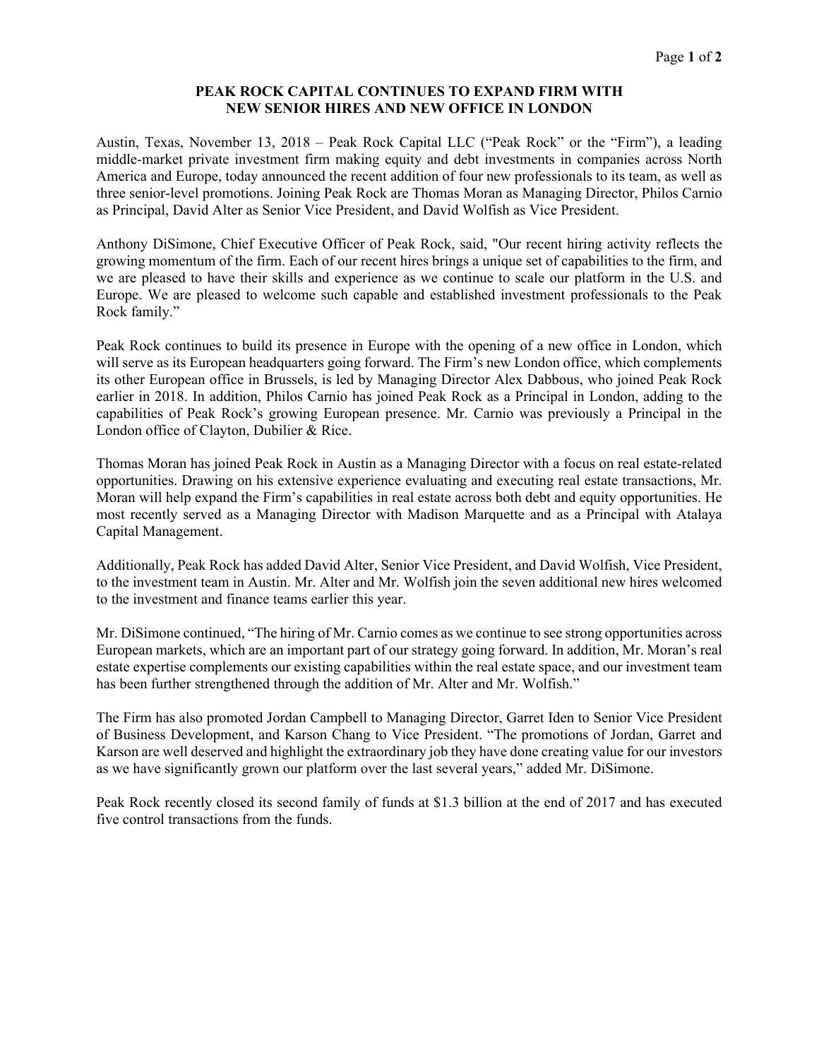# PEAK ROCK CAPITAL CONTINUES TO EXPAND FIRM WITH NEW SENIOR HIRES AND NEW OFFICE IN LONDON

Austin, Texas, November 13, 2018 – Peak Rock Capital LLC ("Peak Rock" or the "Firm"), a leading middle-market private investment firm making equity and debt investments in companies across North America and Europe, today announced the recent addition of four new professionals to its team, as well as three senior-level promotions. Joining Peak Rock are Thomas Moran as Managing Director, Philos Carnio as Principal, David Alter as Senior Vice President, and David Wolfish as Vice President.

Anthony DiSimone, Chief Executive Officer of Peak Rock, said, "Our recent hiring activity reflects the growing momentum of the firm. Each of our recent hires brings a unique set of capabilities to the firm, and we are pleased to have their skills and experience as we continue to scale our platform in the U.S. and Europe. We are pleased to welcome such capable and established investment professionals to the Peak Rock family."

Peak Rock continues to build its presence in Europe with the opening of a new office in London, which will serve as its European headquarters going forward. The Firm's new London office, which complements its other European office in Brussels, is led by Managing Director Alex Dabbous, who joined Peak Rock earlier in 2018. In addition, Philos Carnio has joined Peak Rock as a Principal in London, adding to the capabilities of Peak Rock's growing European presence. Mr. Carnio was previously a Principal in the London office of Clayton, Dubilier & Rice.

Thomas Moran has joined Peak Rock in Austin as a Managing Director with a focus on real estate-related opportunities. Drawing on his extensive experience evaluating and executing real estate transactions, Mr. Moran will help expand the Firm's capabilities in real estate across both debt and equity opportunities. He most recently served as a Managing Director with Madison Marquette and as a Principal with Atalaya Capital Management.

Additionally, Peak Rock has added David Alter, Senior Vice President, and David Wolfish, Vice President, to the investment team in Austin. Mr. Alter and Mr. Wolfish join the seven additional new hires welcomed to the investment and finance teams earlier this year.

Mr. DiSimone continued, "The hiring of Mr. Carnio comes as we continue to see strong opportunities across European markets, which are an important part of our strategy going forward. In addition, Mr. Moran's real estate expertise complements our existing capabilities within the real estate space, and our investment team has been further strengthened through the addition of Mr. Alter and Mr. Wolfish."

The Firm has also promoted Jordan Campbell to Managing Director, Garret Iden to Senior Vice President of Business Development, and Karson Chang to Vice President. "The promotions of Jordan, Garret and Karson are well deserved and highlight the extraordinary job they have done creating value for our investors as we have significantly grown our platform over the last several years," added Mr. DiSimone.

Peak Rock recently closed its second family of funds at $1.3 billion at the end of 2017 and has executed five control transactions from the funds.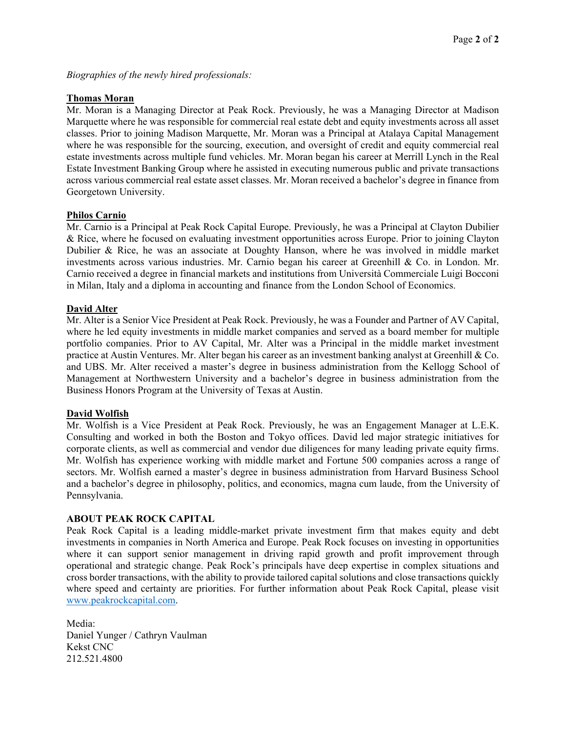*Biographies of the newly hired professionals:*

**Thomas Moran**

Mr. Moran is a Managing Director at Peak Rock. Previously, he was a Managing Director at Madison Marquette where he was responsible for commercial real estate debt and equity investments across all asset classes. Prior to joining Madison Marquette, Mr. Moran was a Principal at Atalaya Capital Management where he was responsible for the sourcing, execution, and oversight of credit and equity commercial real estate investments across multiple fund vehicles. Mr. Moran began his career at Merrill Lynch in the Real Estate Investment Banking Group where he assisted in executing numerous public and private transactions across various commercial real estate asset classes. Mr. Moran received a bachelor's degree in finance from Georgetown University.

**Philos Carnio**

Mr. Carnio is a Principal at Peak Rock Capital Europe. Previously, he was a Principal at Clayton Dubilier & Rice, where he focused on evaluating investment opportunities across Europe. Prior to joining Clayton Dubilier & Rice, he was an associate at Doughty Hanson, where he was involved in middle market investments across various industries. Mr. Carnio began his career at Greenhill & Co. in London. Mr. Carnio received a degree in financial markets and institutions from Università Commerciale Luigi Bocconi in Milan, Italy and a diploma in accounting and finance from the London School of Economics.

**David Alter**

Mr. Alter is a Senior Vice President at Peak Rock. Previously, he was a Founder and Partner of AV Capital, where he led equity investments in middle market companies and served as a board member for multiple portfolio companies. Prior to AV Capital, Mr. Alter was a Principal in the middle market investment practice at Austin Ventures. Mr. Alter began his career as an investment banking analyst at Greenhill & Co. and UBS. Mr. Alter received a master's degree in business administration from the Kellogg School of Management at Northwestern University and a bachelor's degree in business administration from the Business Honors Program at the University of Texas at Austin.

**David Wolfish**

Mr. Wolfish is a Vice President at Peak Rock. Previously, he was an Engagement Manager at L.E.K. Consulting and worked in both the Boston and Tokyo offices. David led major strategic initiatives for corporate clients, as well as commercial and vendor due diligences for many leading private equity firms. Mr. Wolfish has experience working with middle market and Fortune 500 companies across a range of sectors. Mr. Wolfish earned a master's degree in business administration from Harvard Business School and a bachelor's degree in philosophy, politics, and economics, magna cum laude, from the University of Pennsylvania.

**ABOUT PEAK ROCK CAPITAL**

Peak Rock Capital is a leading middle-market private investment firm that makes equity and debt investments in companies in North America and Europe. Peak Rock focuses on investing in opportunities where it can support senior management in driving rapid growth and profit improvement through operational and strategic change. Peak Rock's principals have deep expertise in complex situations and cross border transactions, with the ability to provide tailored capital solutions and close transactions quickly where speed and certainty are priorities. For further information about Peak Rock Capital, please visit www.peakrockcapital.com.

Media:
Daniel Yunger / Cathryn Vaulman
Kekst CNC
212.521.4800